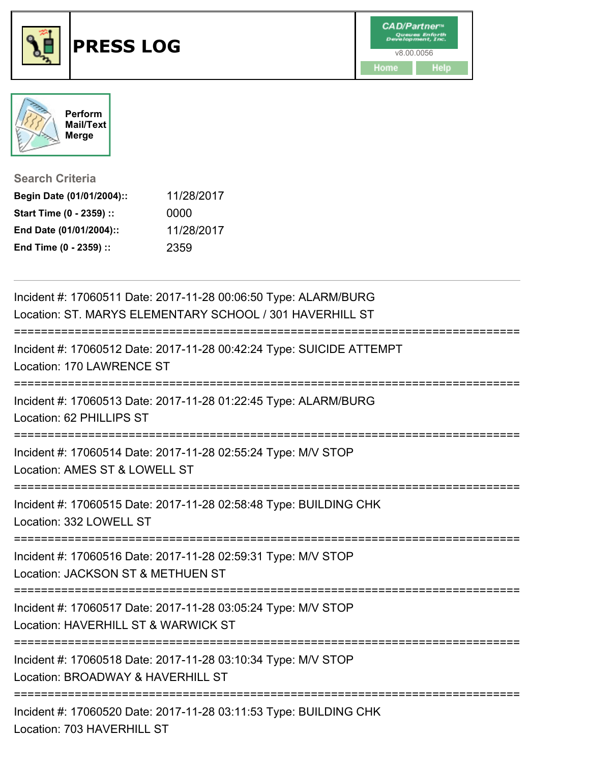# PRESS LOG

CAD/Partner™ v8.00.0056

Home Help

Perform Mail/Text Merge

## Search Criteria

**Begin Date (01/01/2004)::** 11/28/2017
**Start Time (0 - 2359) ::** 0000
**End Date (01/01/2004)::** 11/28/2017
**End Time (0 - 2359) ::** 2359

---

Incident #: 17060511 Date: 2017-11-28 00:06:50 Type: ALARM/BURG
Location: ST. MARYS ELEMENTARY SCHOOL / 301 HAVERHILL ST

===========================================================================

Incident #: 17060512 Date: 2017-11-28 00:42:24 Type: SUICIDE ATTEMPT
Location: 170 LAWRENCE ST

===========================================================================

Incident #: 17060513 Date: 2017-11-28 01:22:45 Type: ALARM/BURG
Location: 62 PHILLIPS ST

===========================================================================

Incident #: 17060514 Date: 2017-11-28 02:55:24 Type: M/V STOP
Location: AMES ST & LOWELL ST

===========================================================================

Incident #: 17060515 Date: 2017-11-28 02:58:48 Type: BUILDING CHK
Location: 332 LOWELL ST

===========================================================================

Incident #: 17060516 Date: 2017-11-28 02:59:31 Type: M/V STOP
Location: JACKSON ST & METHUEN ST

===========================================================================

Incident #: 17060517 Date: 2017-11-28 03:05:24 Type: M/V STOP
Location: HAVERHILL ST & WARWICK ST

===========================================================================

Incident #: 17060518 Date: 2017-11-28 03:10:34 Type: M/V STOP
Location: BROADWAY & HAVERHILL ST

===========================================================================

Incident #: 17060520 Date: 2017-11-28 03:11:53 Type: BUILDING CHK
Location: 703 HAVERHILL ST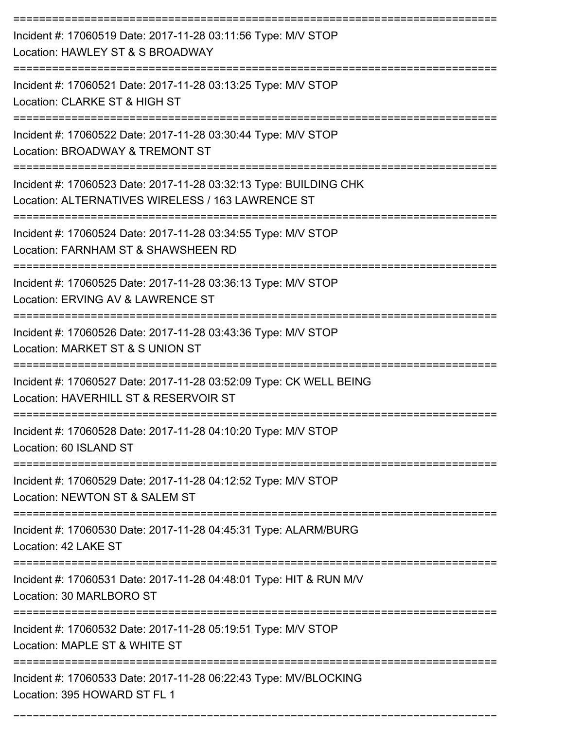===========================================================================

Incident #: 17060519 Date: 2017-11-28 03:11:56 Type: M/V STOP
Location: HAWLEY ST & S BROADWAY

===========================================================================

Incident #: 17060521 Date: 2017-11-28 03:13:25 Type: M/V STOP
Location: CLARKE ST & HIGH ST

===========================================================================

Incident #: 17060522 Date: 2017-11-28 03:30:44 Type: M/V STOP
Location: BROADWAY & TREMONT ST

===========================================================================

Incident #: 17060523 Date: 2017-11-28 03:32:13 Type: BUILDING CHK
Location: ALTERNATIVES WIRELESS / 163 LAWRENCE ST

===========================================================================

Incident #: 17060524 Date: 2017-11-28 03:34:55 Type: M/V STOP
Location: FARNHAM ST & SHAWSHEEN RD

===========================================================================

Incident #: 17060525 Date: 2017-11-28 03:36:13 Type: M/V STOP
Location: ERVING AV & LAWRENCE ST

===========================================================================

Incident #: 17060526 Date: 2017-11-28 03:43:36 Type: M/V STOP
Location: MARKET ST & S UNION ST

===========================================================================

Incident #: 17060527 Date: 2017-11-28 03:52:09 Type: CK WELL BEING
Location: HAVERHILL ST & RESERVOIR ST

===========================================================================

Incident #: 17060528 Date: 2017-11-28 04:10:20 Type: M/V STOP
Location: 60 ISLAND ST

===========================================================================

Incident #: 17060529 Date: 2017-11-28 04:12:52 Type: M/V STOP
Location: NEWTON ST & SALEM ST

===========================================================================

Incident #: 17060530 Date: 2017-11-28 04:45:31 Type: ALARM/BURG
Location: 42 LAKE ST

===========================================================================

Incident #: 17060531 Date: 2017-11-28 04:48:01 Type: HIT & RUN M/V
Location: 30 MARLBORO ST

===========================================================================

Incident #: 17060532 Date: 2017-11-28 05:19:51 Type: M/V STOP
Location: MAPLE ST & WHITE ST

===========================================================================

Incident #: 17060533 Date: 2017-11-28 06:22:43 Type: MV/BLOCKING
Location: 395 HOWARD ST FL 1

===========================================================================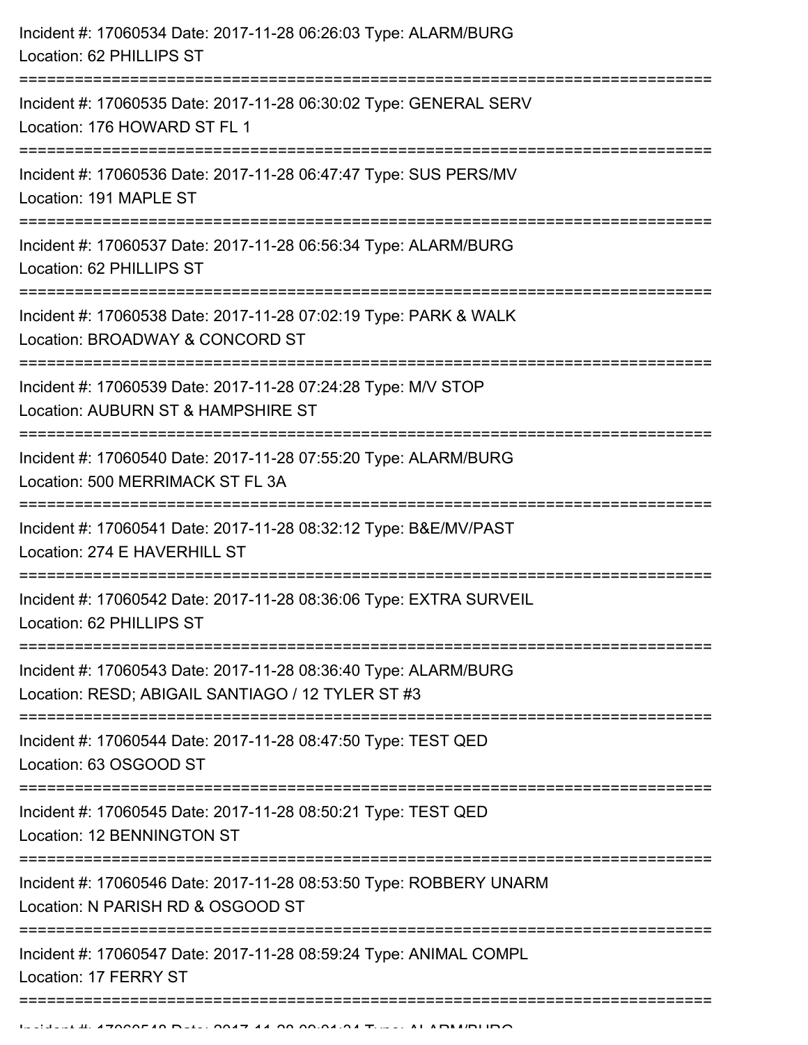Incident #: 17060534 Date: 2017-11-28 06:26:03 Type: ALARM/BURG
Location: 62 PHILLIPS ST

===========================================================================

Incident #: 17060535 Date: 2017-11-28 06:30:02 Type: GENERAL SERV
Location: 176 HOWARD ST FL 1

===========================================================================

Incident #: 17060536 Date: 2017-11-28 06:47:47 Type: SUS PERS/MV
Location: 191 MAPLE ST

===========================================================================

Incident #: 17060537 Date: 2017-11-28 06:56:34 Type: ALARM/BURG
Location: 62 PHILLIPS ST

===========================================================================

Incident #: 17060538 Date: 2017-11-28 07:02:19 Type: PARK & WALK
Location: BROADWAY & CONCORD ST

===========================================================================

Incident #: 17060539 Date: 2017-11-28 07:24:28 Type: M/V STOP
Location: AUBURN ST & HAMPSHIRE ST

===========================================================================

Incident #: 17060540 Date: 2017-11-28 07:55:20 Type: ALARM/BURG
Location: 500 MERRIMACK ST FL 3A

===========================================================================

Incident #: 17060541 Date: 2017-11-28 08:32:12 Type: B&E/MV/PAST
Location: 274 E HAVERHILL ST

===========================================================================

Incident #: 17060542 Date: 2017-11-28 08:36:06 Type: EXTRA SURVEIL
Location: 62 PHILLIPS ST

===========================================================================

Incident #: 17060543 Date: 2017-11-28 08:36:40 Type: ALARM/BURG
Location: RESD; ABIGAIL SANTIAGO / 12 TYLER ST #3

===========================================================================

Incident #: 17060544 Date: 2017-11-28 08:47:50 Type: TEST QED
Location: 63 OSGOOD ST

===========================================================================

Incident #: 17060545 Date: 2017-11-28 08:50:21 Type: TEST QED
Location: 12 BENNINGTON ST

===========================================================================

Incident #: 17060546 Date: 2017-11-28 08:53:50 Type: ROBBERY UNARM
Location: N PARISH RD & OSGOOD ST

===========================================================================

Incident #: 17060547 Date: 2017-11-28 08:59:24 Type: ANIMAL COMPL
Location: 17 FERRY ST

===========================================================================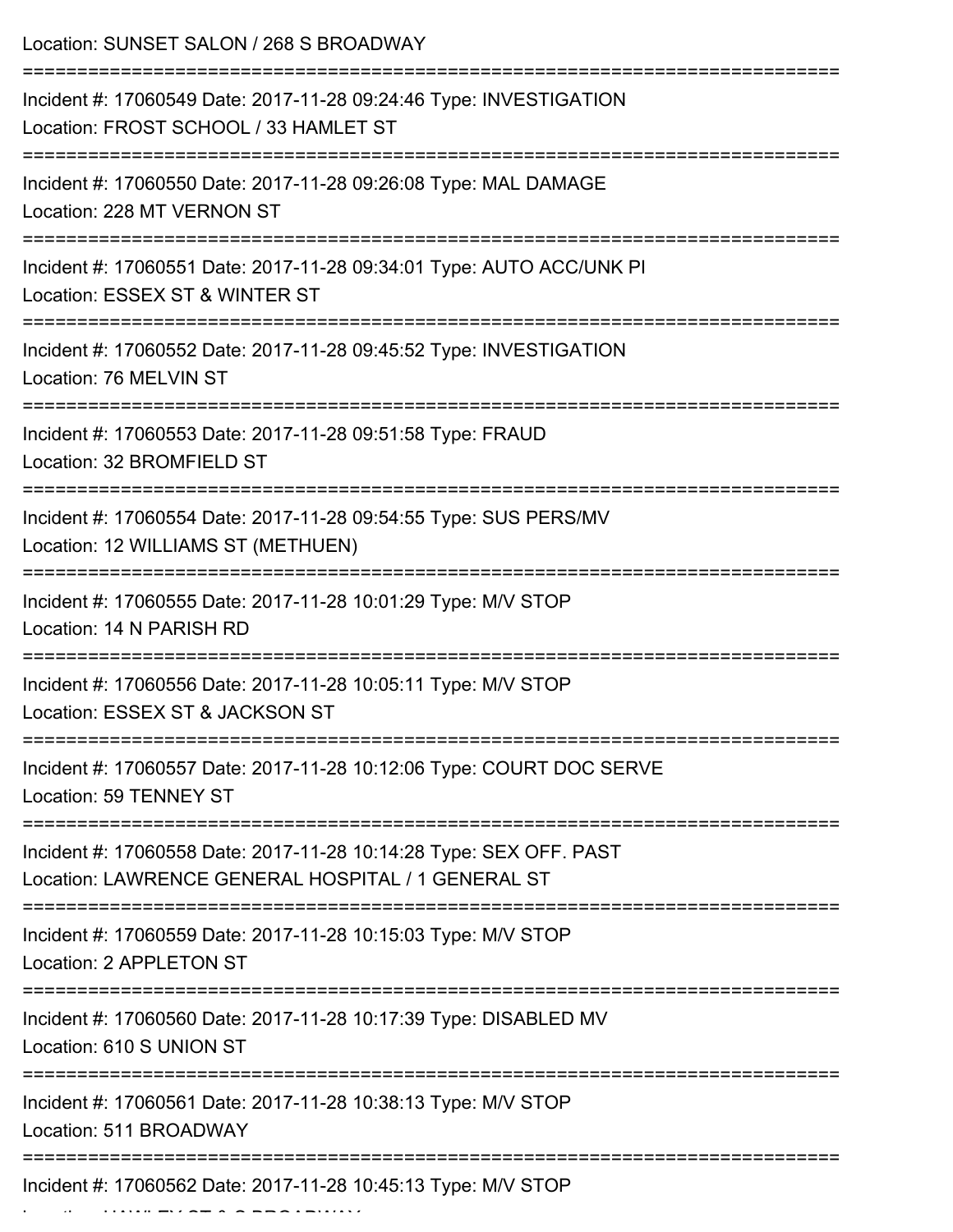Location: SUNSET SALON / 268 S BROADWAY

===========================================================================

Incident #: 17060549 Date: 2017-11-28 09:24:46 Type: INVESTIGATION
Location: FROST SCHOOL / 33 HAMLET ST

===========================================================================

Incident #: 17060550 Date: 2017-11-28 09:26:08 Type: MAL DAMAGE
Location: 228 MT VERNON ST

===========================================================================

Incident #: 17060551 Date: 2017-11-28 09:34:01 Type: AUTO ACC/UNK PI
Location: ESSEX ST & WINTER ST

===========================================================================

Incident #: 17060552 Date: 2017-11-28 09:45:52 Type: INVESTIGATION
Location: 76 MELVIN ST

===========================================================================

Incident #: 17060553 Date: 2017-11-28 09:51:58 Type: FRAUD
Location: 32 BROMFIELD ST

===========================================================================

Incident #: 17060554 Date: 2017-11-28 09:54:55 Type: SUS PERS/MV
Location: 12 WILLIAMS ST (METHUEN)

===========================================================================

Incident #: 17060555 Date: 2017-11-28 10:01:29 Type: M/V STOP
Location: 14 N PARISH RD

===========================================================================

Incident #: 17060556 Date: 2017-11-28 10:05:11 Type: M/V STOP
Location: ESSEX ST & JACKSON ST

===========================================================================

Incident #: 17060557 Date: 2017-11-28 10:12:06 Type: COURT DOC SERVE
Location: 59 TENNEY ST

===========================================================================

Incident #: 17060558 Date: 2017-11-28 10:14:28 Type: SEX OFF. PAST
Location: LAWRENCE GENERAL HOSPITAL / 1 GENERAL ST

===========================================================================

Incident #: 17060559 Date: 2017-11-28 10:15:03 Type: M/V STOP
Location: 2 APPLETON ST

===========================================================================

Incident #: 17060560 Date: 2017-11-28 10:17:39 Type: DISABLED MV
Location: 610 S UNION ST

===========================================================================

Incident #: 17060561 Date: 2017-11-28 10:38:13 Type: M/V STOP
Location: 511 BROADWAY

===========================================================================

Incident #: 17060562 Date: 2017-11-28 10:45:13 Type: M/V STOP
Location: HAWLEY ST & S BROADWAY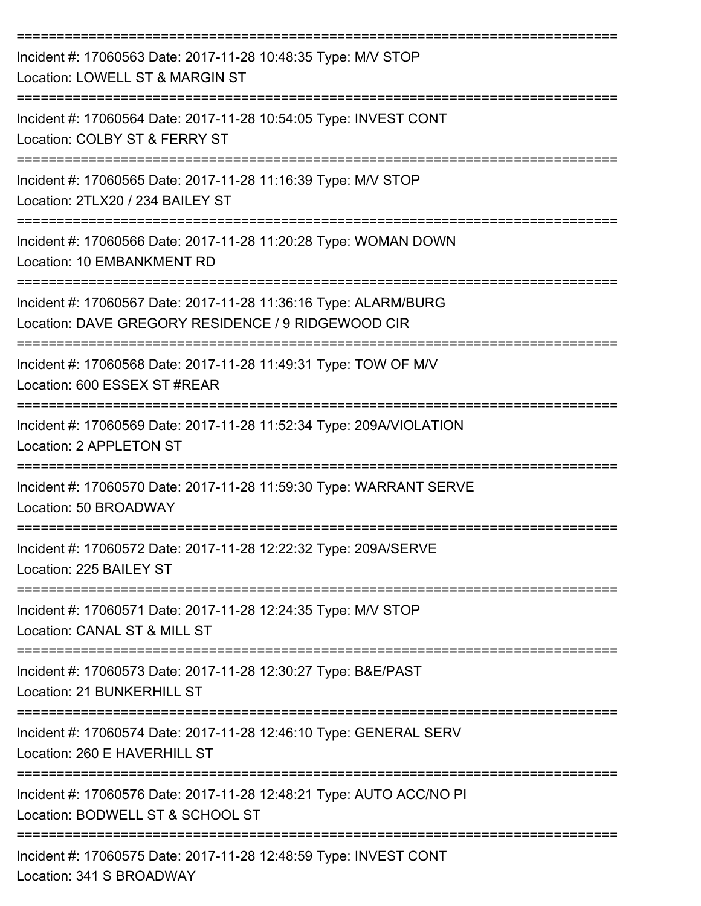===========================================================================

Incident #: 17060563 Date: 2017-11-28 10:48:35 Type: M/V STOP
Location: LOWELL ST & MARGIN ST

===========================================================================

Incident #: 17060564 Date: 2017-11-28 10:54:05 Type: INVEST CONT
Location: COLBY ST & FERRY ST

===========================================================================

Incident #: 17060565 Date: 2017-11-28 11:16:39 Type: M/V STOP
Location: 2TLX20 / 234 BAILEY ST

===========================================================================

Incident #: 17060566 Date: 2017-11-28 11:20:28 Type: WOMAN DOWN
Location: 10 EMBANKMENT RD

===========================================================================

Incident #: 17060567 Date: 2017-11-28 11:36:16 Type: ALARM/BURG
Location: DAVE GREGORY RESIDENCE / 9 RIDGEWOOD CIR

===========================================================================

Incident #: 17060568 Date: 2017-11-28 11:49:31 Type: TOW OF M/V
Location: 600 ESSEX ST #REAR

===========================================================================

Incident #: 17060569 Date: 2017-11-28 11:52:34 Type: 209A/VIOLATION
Location: 2 APPLETON ST

===========================================================================

Incident #: 17060570 Date: 2017-11-28 11:59:30 Type: WARRANT SERVE
Location: 50 BROADWAY

===========================================================================

Incident #: 17060572 Date: 2017-11-28 12:22:32 Type: 209A/SERVE
Location: 225 BAILEY ST

===========================================================================

Incident #: 17060571 Date: 2017-11-28 12:24:35 Type: M/V STOP
Location: CANAL ST & MILL ST

===========================================================================

Incident #: 17060573 Date: 2017-11-28 12:30:27 Type: B&E/PAST
Location: 21 BUNKERHILL ST

===========================================================================

Incident #: 17060574 Date: 2017-11-28 12:46:10 Type: GENERAL SERV
Location: 260 E HAVERHILL ST

===========================================================================

Incident #: 17060576 Date: 2017-11-28 12:48:21 Type: AUTO ACC/NO PI
Location: BODWELL ST & SCHOOL ST

===========================================================================

Incident #: 17060575 Date: 2017-11-28 12:48:59 Type: INVEST CONT
Location: 341 S BROADWAY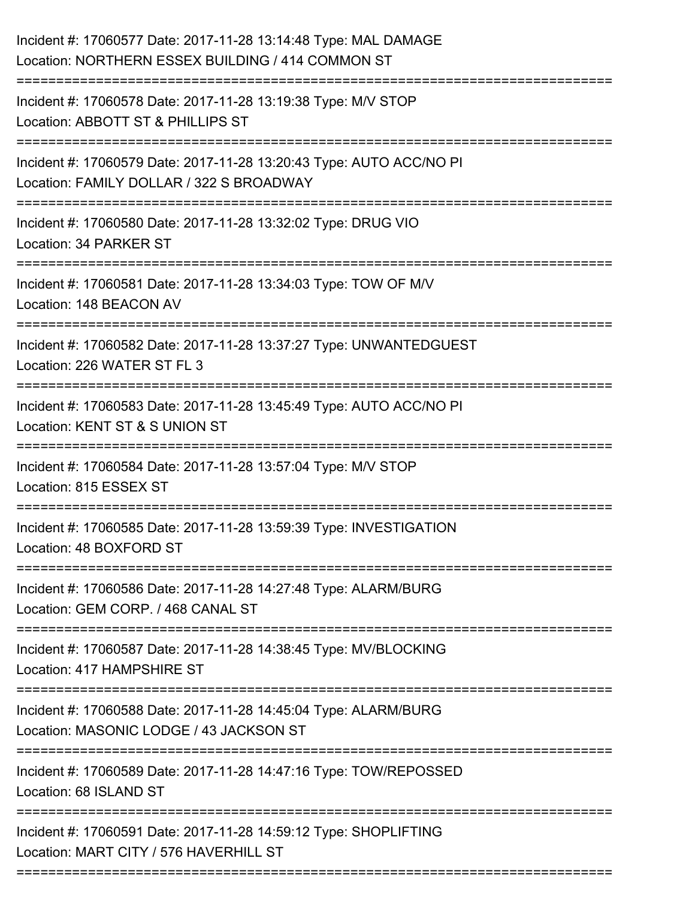Incident #: 17060577 Date: 2017-11-28 13:14:48 Type: MAL DAMAGE
Location: NORTHERN ESSEX BUILDING / 414 COMMON ST

===========================================================================

Incident #: 17060578 Date: 2017-11-28 13:19:38 Type: M/V STOP
Location: ABBOTT ST & PHILLIPS ST

===========================================================================

Incident #: 17060579 Date: 2017-11-28 13:20:43 Type: AUTO ACC/NO PI
Location: FAMILY DOLLAR / 322 S BROADWAY

===========================================================================

Incident #: 17060580 Date: 2017-11-28 13:32:02 Type: DRUG VIO
Location: 34 PARKER ST

===========================================================================

Incident #: 17060581 Date: 2017-11-28 13:34:03 Type: TOW OF M/V
Location: 148 BEACON AV

===========================================================================

Incident #: 17060582 Date: 2017-11-28 13:37:27 Type: UNWANTEDGUEST
Location: 226 WATER ST FL 3

===========================================================================

Incident #: 17060583 Date: 2017-11-28 13:45:49 Type: AUTO ACC/NO PI
Location: KENT ST & S UNION ST

===========================================================================

Incident #: 17060584 Date: 2017-11-28 13:57:04 Type: M/V STOP
Location: 815 ESSEX ST

===========================================================================

Incident #: 17060585 Date: 2017-11-28 13:59:39 Type: INVESTIGATION
Location: 48 BOXFORD ST

===========================================================================

Incident #: 17060586 Date: 2017-11-28 14:27:48 Type: ALARM/BURG
Location: GEM CORP. / 468 CANAL ST

===========================================================================

Incident #: 17060587 Date: 2017-11-28 14:38:45 Type: MV/BLOCKING
Location: 417 HAMPSHIRE ST

===========================================================================

Incident #: 17060588 Date: 2017-11-28 14:45:04 Type: ALARM/BURG
Location: MASONIC LODGE / 43 JACKSON ST

===========================================================================

Incident #: 17060589 Date: 2017-11-28 14:47:16 Type: TOW/REPOSSED
Location: 68 ISLAND ST

===========================================================================

Incident #: 17060591 Date: 2017-11-28 14:59:12 Type: SHOPLIFTING
Location: MART CITY / 576 HAVERHILL ST

===========================================================================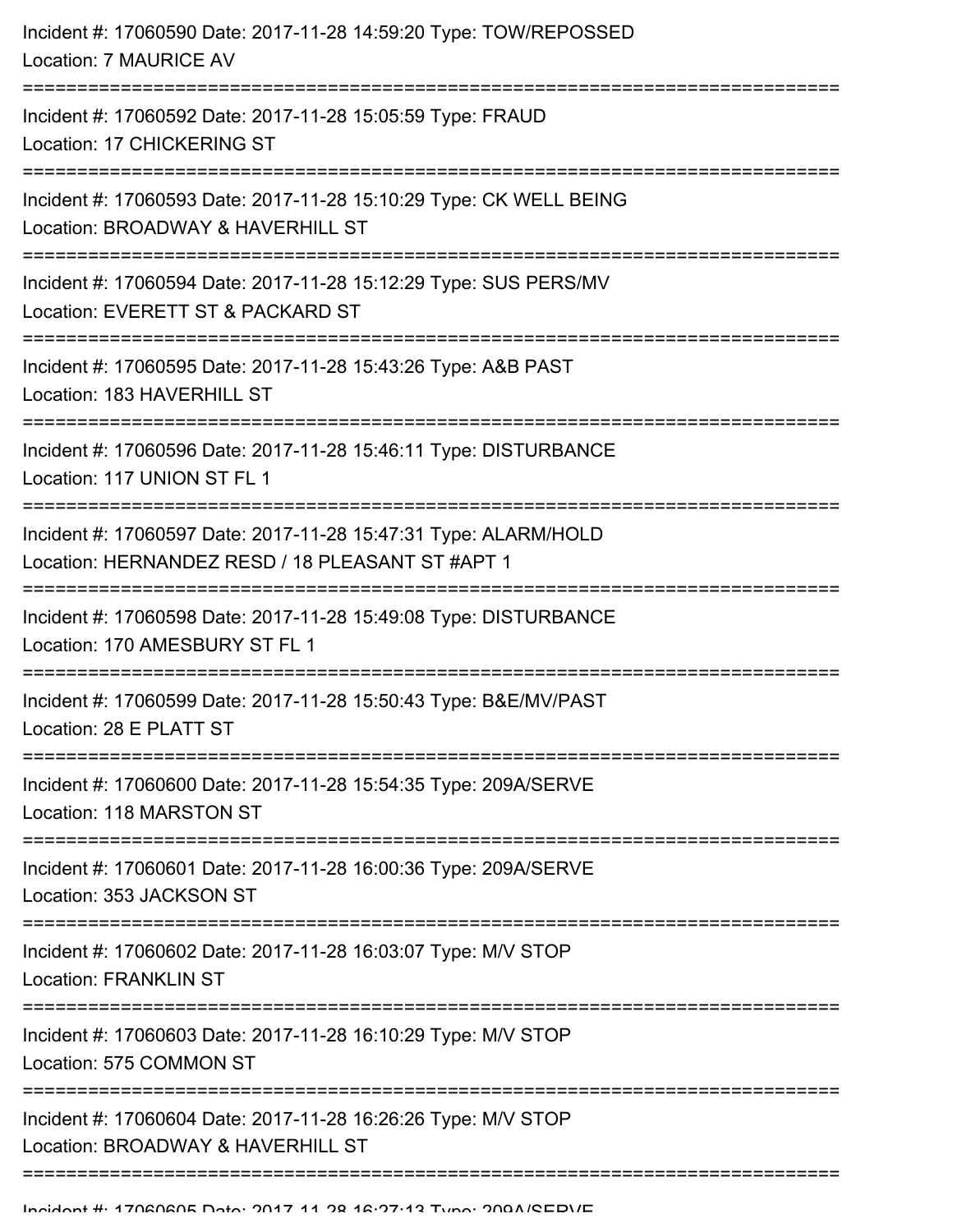Incident #: 17060590 Date: 2017-11-28 14:59:20 Type: TOW/REPOSSED
Location: 7 MAURICE AV

===========================================================================

Incident #: 17060592 Date: 2017-11-28 15:05:59 Type: FRAUD
Location: 17 CHICKERING ST

===========================================================================

Incident #: 17060593 Date: 2017-11-28 15:10:29 Type: CK WELL BEING
Location: BROADWAY & HAVERHILL ST

===========================================================================

Incident #: 17060594 Date: 2017-11-28 15:12:29 Type: SUS PERS/MV
Location: EVERETT ST & PACKARD ST

===========================================================================

Incident #: 17060595 Date: 2017-11-28 15:43:26 Type: A&B PAST
Location: 183 HAVERHILL ST

===========================================================================

Incident #: 17060596 Date: 2017-11-28 15:46:11 Type: DISTURBANCE
Location: 117 UNION ST FL 1

===========================================================================

Incident #: 17060597 Date: 2017-11-28 15:47:31 Type: ALARM/HOLD
Location: HERNANDEZ RESD / 18 PLEASANT ST #APT 1

===========================================================================

Incident #: 17060598 Date: 2017-11-28 15:49:08 Type: DISTURBANCE
Location: 170 AMESBURY ST FL 1

===========================================================================

Incident #: 17060599 Date: 2017-11-28 15:50:43 Type: B&E/MV/PAST
Location: 28 E PLATT ST

===========================================================================

Incident #: 17060600 Date: 2017-11-28 15:54:35 Type: 209A/SERVE
Location: 118 MARSTON ST

===========================================================================

Incident #: 17060601 Date: 2017-11-28 16:00:36 Type: 209A/SERVE
Location: 353 JACKSON ST

===========================================================================

Incident #: 17060602 Date: 2017-11-28 16:03:07 Type: M/V STOP
Location: FRANKLIN ST

===========================================================================

Incident #: 17060603 Date: 2017-11-28 16:10:29 Type: M/V STOP
Location: 575 COMMON ST

===========================================================================

Incident #: 17060604 Date: 2017-11-28 16:26:26 Type: M/V STOP
Location: BROADWAY & HAVERHILL ST

===========================================================================

Incident #: 17060605 Date: 2017-11-28 16:27:13 Type: 209A/SERVE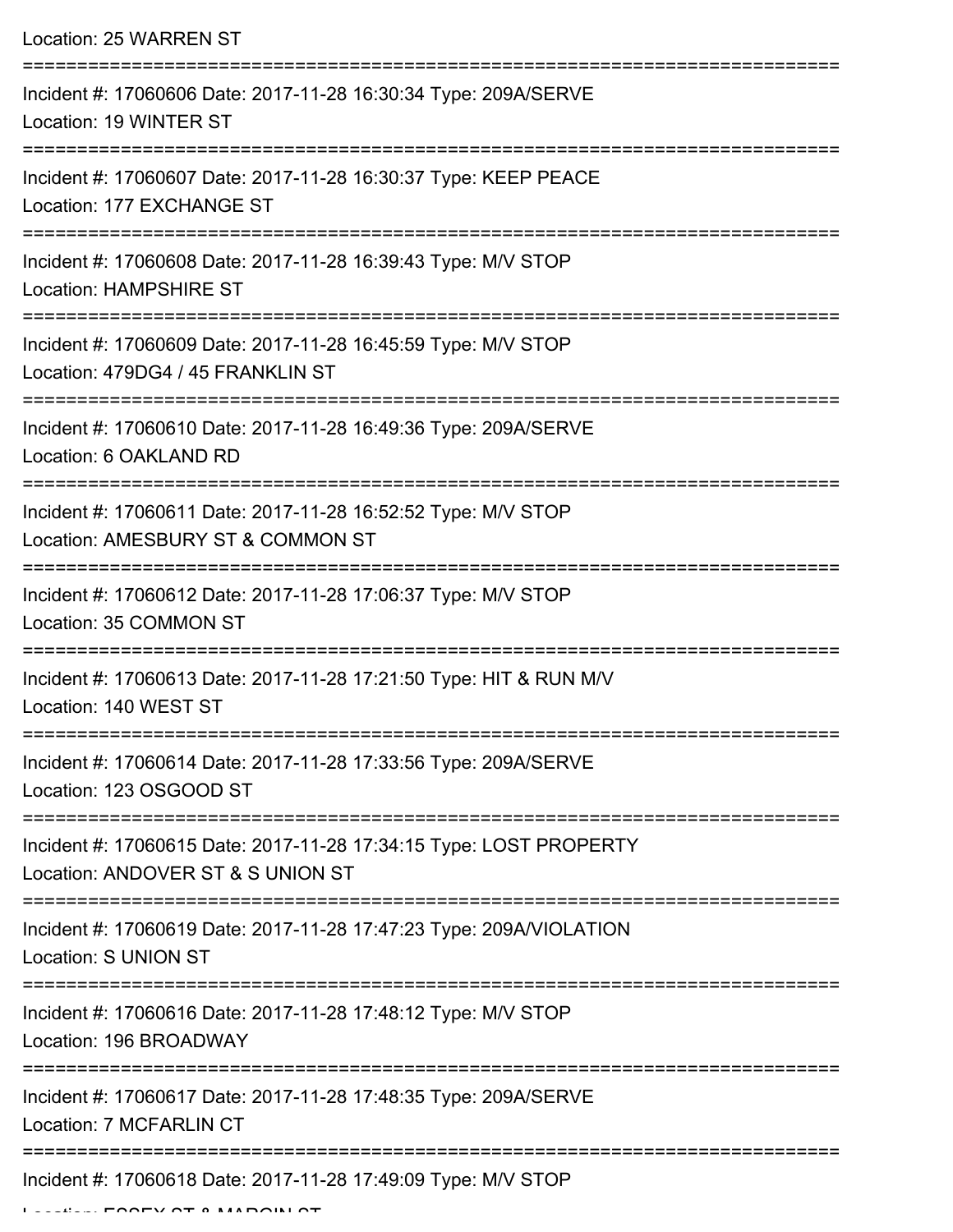Location: 25 WARREN ST

===========================================================================

Incident #: 17060606 Date: 2017-11-28 16:30:34 Type: 209A/SERVE

Location: 19 WINTER ST

===========================================================================

Incident #: 17060607 Date: 2017-11-28 16:30:37 Type: KEEP PEACE

Location: 177 EXCHANGE ST

===========================================================================

Incident #: 17060608 Date: 2017-11-28 16:39:43 Type: M/V STOP

Location: HAMPSHIRE ST

===========================================================================

Incident #: 17060609 Date: 2017-11-28 16:45:59 Type: M/V STOP

Location: 479DG4 / 45 FRANKLIN ST

===========================================================================

Incident #: 17060610 Date: 2017-11-28 16:49:36 Type: 209A/SERVE

Location: 6 OAKLAND RD

===========================================================================

Incident #: 17060611 Date: 2017-11-28 16:52:52 Type: M/V STOP

Location: AMESBURY ST & COMMON ST

===========================================================================

Incident #: 17060612 Date: 2017-11-28 17:06:37 Type: M/V STOP

Location: 35 COMMON ST

===========================================================================

Incident #: 17060613 Date: 2017-11-28 17:21:50 Type: HIT & RUN M/V

Location: 140 WEST ST

===========================================================================

Incident #: 17060614 Date: 2017-11-28 17:33:56 Type: 209A/SERVE

Location: 123 OSGOOD ST

===========================================================================

Incident #: 17060615 Date: 2017-11-28 17:34:15 Type: LOST PROPERTY

Location: ANDOVER ST & S UNION ST

===========================================================================

Incident #: 17060619 Date: 2017-11-28 17:47:23 Type: 209A/VIOLATION

Location: S UNION ST

===========================================================================

Incident #: 17060616 Date: 2017-11-28 17:48:12 Type: M/V STOP

Location: 196 BROADWAY

===========================================================================

Incident #: 17060617 Date: 2017-11-28 17:48:35 Type: 209A/SERVE

Location: 7 MCFARLIN CT

===========================================================================

Incident #: 17060618 Date: 2017-11-28 17:49:09 Type: M/V STOP

Location: ESSEX ST & MARGIN ST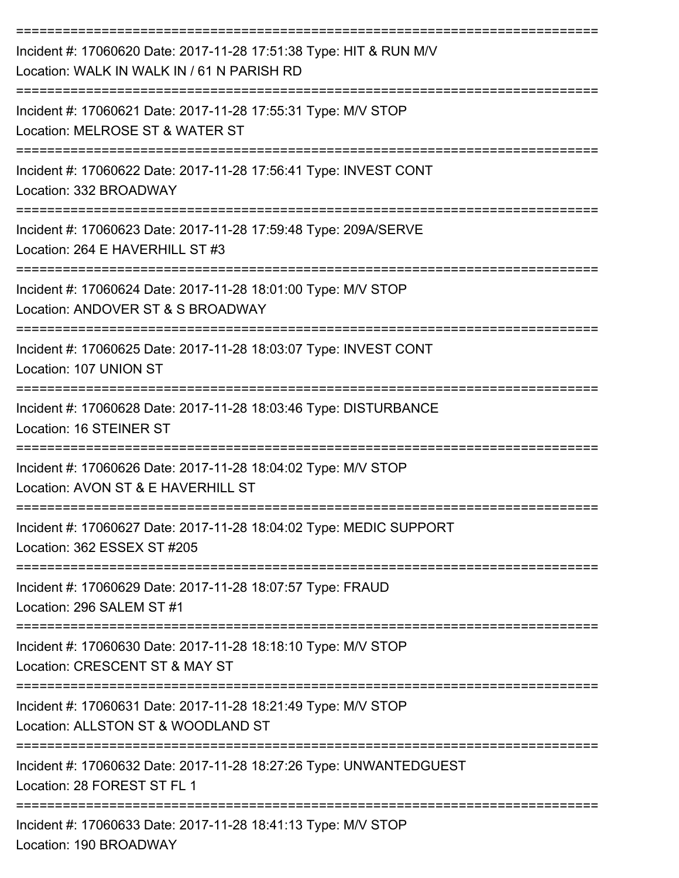===========================================================================

Incident #: 17060620 Date: 2017-11-28 17:51:38 Type: HIT & RUN M/V
Location: WALK IN WALK IN / 61 N PARISH RD

===========================================================================

Incident #: 17060621 Date: 2017-11-28 17:55:31 Type: M/V STOP
Location: MELROSE ST & WATER ST

===========================================================================

Incident #: 17060622 Date: 2017-11-28 17:56:41 Type: INVEST CONT
Location: 332 BROADWAY

===========================================================================

Incident #: 17060623 Date: 2017-11-28 17:59:48 Type: 209A/SERVE
Location: 264 E HAVERHILL ST #3

===========================================================================

Incident #: 17060624 Date: 2017-11-28 18:01:00 Type: M/V STOP
Location: ANDOVER ST & S BROADWAY

===========================================================================

Incident #: 17060625 Date: 2017-11-28 18:03:07 Type: INVEST CONT
Location: 107 UNION ST

===========================================================================

Incident #: 17060628 Date: 2017-11-28 18:03:46 Type: DISTURBANCE
Location: 16 STEINER ST

===========================================================================

Incident #: 17060626 Date: 2017-11-28 18:04:02 Type: M/V STOP
Location: AVON ST & E HAVERHILL ST

===========================================================================

Incident #: 17060627 Date: 2017-11-28 18:04:02 Type: MEDIC SUPPORT
Location: 362 ESSEX ST #205

===========================================================================

Incident #: 17060629 Date: 2017-11-28 18:07:57 Type: FRAUD
Location: 296 SALEM ST #1

===========================================================================

Incident #: 17060630 Date: 2017-11-28 18:18:10 Type: M/V STOP
Location: CRESCENT ST & MAY ST

===========================================================================

Incident #: 17060631 Date: 2017-11-28 18:21:49 Type: M/V STOP
Location: ALLSTON ST & WOODLAND ST

===========================================================================

Incident #: 17060632 Date: 2017-11-28 18:27:26 Type: UNWANTEDGUEST
Location: 28 FOREST ST FL 1

===========================================================================

Incident #: 17060633 Date: 2017-11-28 18:41:13 Type: M/V STOP
Location: 190 BROADWAY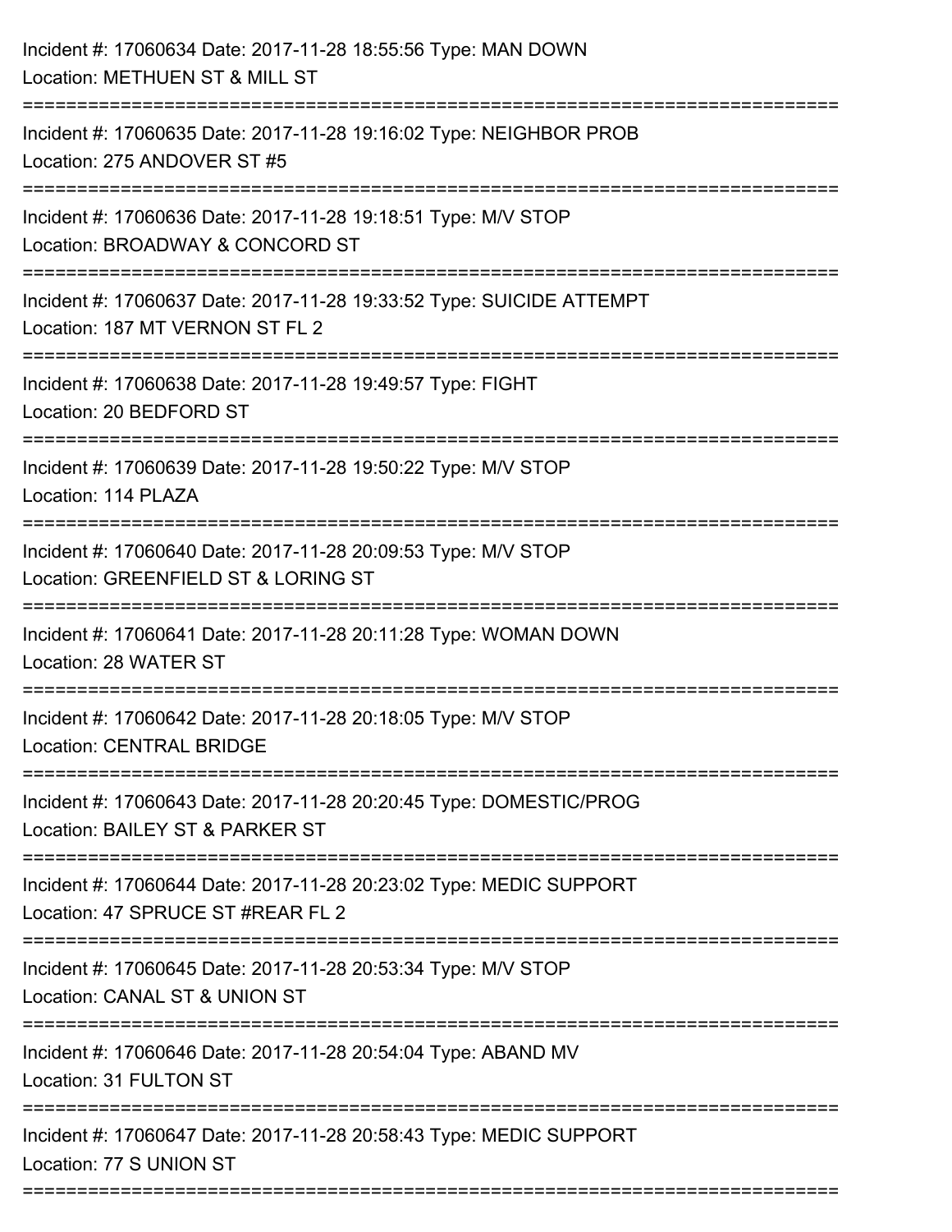Incident #: 17060634 Date: 2017-11-28 18:55:56 Type: MAN DOWN
Location: METHUEN ST & MILL ST

===========================================================================

Incident #: 17060635 Date: 2017-11-28 19:16:02 Type: NEIGHBOR PROB
Location: 275 ANDOVER ST #5

===========================================================================

Incident #: 17060636 Date: 2017-11-28 19:18:51 Type: M/V STOP
Location: BROADWAY & CONCORD ST

===========================================================================

Incident #: 17060637 Date: 2017-11-28 19:33:52 Type: SUICIDE ATTEMPT
Location: 187 MT VERNON ST FL 2

===========================================================================

Incident #: 17060638 Date: 2017-11-28 19:49:57 Type: FIGHT
Location: 20 BEDFORD ST

===========================================================================

Incident #: 17060639 Date: 2017-11-28 19:50:22 Type: M/V STOP
Location: 114 PLAZA

===========================================================================

Incident #: 17060640 Date: 2017-11-28 20:09:53 Type: M/V STOP
Location: GREENFIELD ST & LORING ST

===========================================================================

Incident #: 17060641 Date: 2017-11-28 20:11:28 Type: WOMAN DOWN
Location: 28 WATER ST

===========================================================================

Incident #: 17060642 Date: 2017-11-28 20:18:05 Type: M/V STOP
Location: CENTRAL BRIDGE

===========================================================================

Incident #: 17060643 Date: 2017-11-28 20:20:45 Type: DOMESTIC/PROG
Location: BAILEY ST & PARKER ST

===========================================================================

Incident #: 17060644 Date: 2017-11-28 20:23:02 Type: MEDIC SUPPORT
Location: 47 SPRUCE ST #REAR FL 2

===========================================================================

Incident #: 17060645 Date: 2017-11-28 20:53:34 Type: M/V STOP
Location: CANAL ST & UNION ST

===========================================================================

Incident #: 17060646 Date: 2017-11-28 20:54:04 Type: ABAND MV
Location: 31 FULTON ST

===========================================================================

Incident #: 17060647 Date: 2017-11-28 20:58:43 Type: MEDIC SUPPORT
Location: 77 S UNION ST

===========================================================================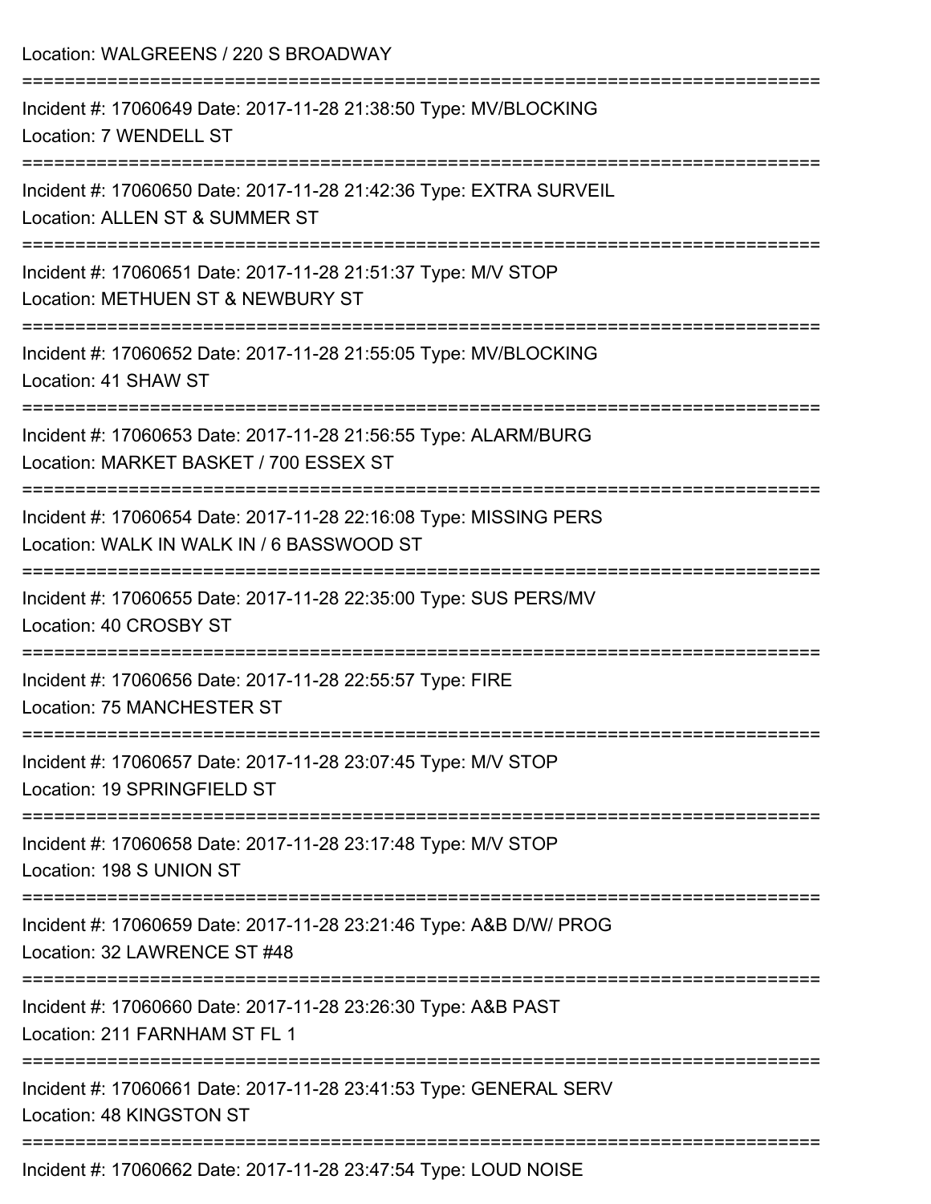Location: WALGREENS / 220 S BROADWAY

===========================================================================

Incident #: 17060649 Date: 2017-11-28 21:38:50 Type: MV/BLOCKING
Location: 7 WENDELL ST

===========================================================================

Incident #: 17060650 Date: 2017-11-28 21:42:36 Type: EXTRA SURVEIL
Location: ALLEN ST & SUMMER ST

===========================================================================

Incident #: 17060651 Date: 2017-11-28 21:51:37 Type: M/V STOP
Location: METHUEN ST & NEWBURY ST

===========================================================================

Incident #: 17060652 Date: 2017-11-28 21:55:05 Type: MV/BLOCKING
Location: 41 SHAW ST

===========================================================================

Incident #: 17060653 Date: 2017-11-28 21:56:55 Type: ALARM/BURG
Location: MARKET BASKET / 700 ESSEX ST

===========================================================================

Incident #: 17060654 Date: 2017-11-28 22:16:08 Type: MISSING PERS
Location: WALK IN WALK IN / 6 BASSWOOD ST

===========================================================================

Incident #: 17060655 Date: 2017-11-28 22:35:00 Type: SUS PERS/MV
Location: 40 CROSBY ST

===========================================================================

Incident #: 17060656 Date: 2017-11-28 22:55:57 Type: FIRE
Location: 75 MANCHESTER ST

===========================================================================

Incident #: 17060657 Date: 2017-11-28 23:07:45 Type: M/V STOP
Location: 19 SPRINGFIELD ST

===========================================================================

Incident #: 17060658 Date: 2017-11-28 23:17:48 Type: M/V STOP
Location: 198 S UNION ST

===========================================================================

Incident #: 17060659 Date: 2017-11-28 23:21:46 Type: A&B D/W/ PROG
Location: 32 LAWRENCE ST #48

===========================================================================

Incident #: 17060660 Date: 2017-11-28 23:26:30 Type: A&B PAST
Location: 211 FARNHAM ST FL 1

===========================================================================

Incident #: 17060661 Date: 2017-11-28 23:41:53 Type: GENERAL SERV
Location: 48 KINGSTON ST

===========================================================================

Incident #: 17060662 Date: 2017-11-28 23:47:54 Type: LOUD NOISE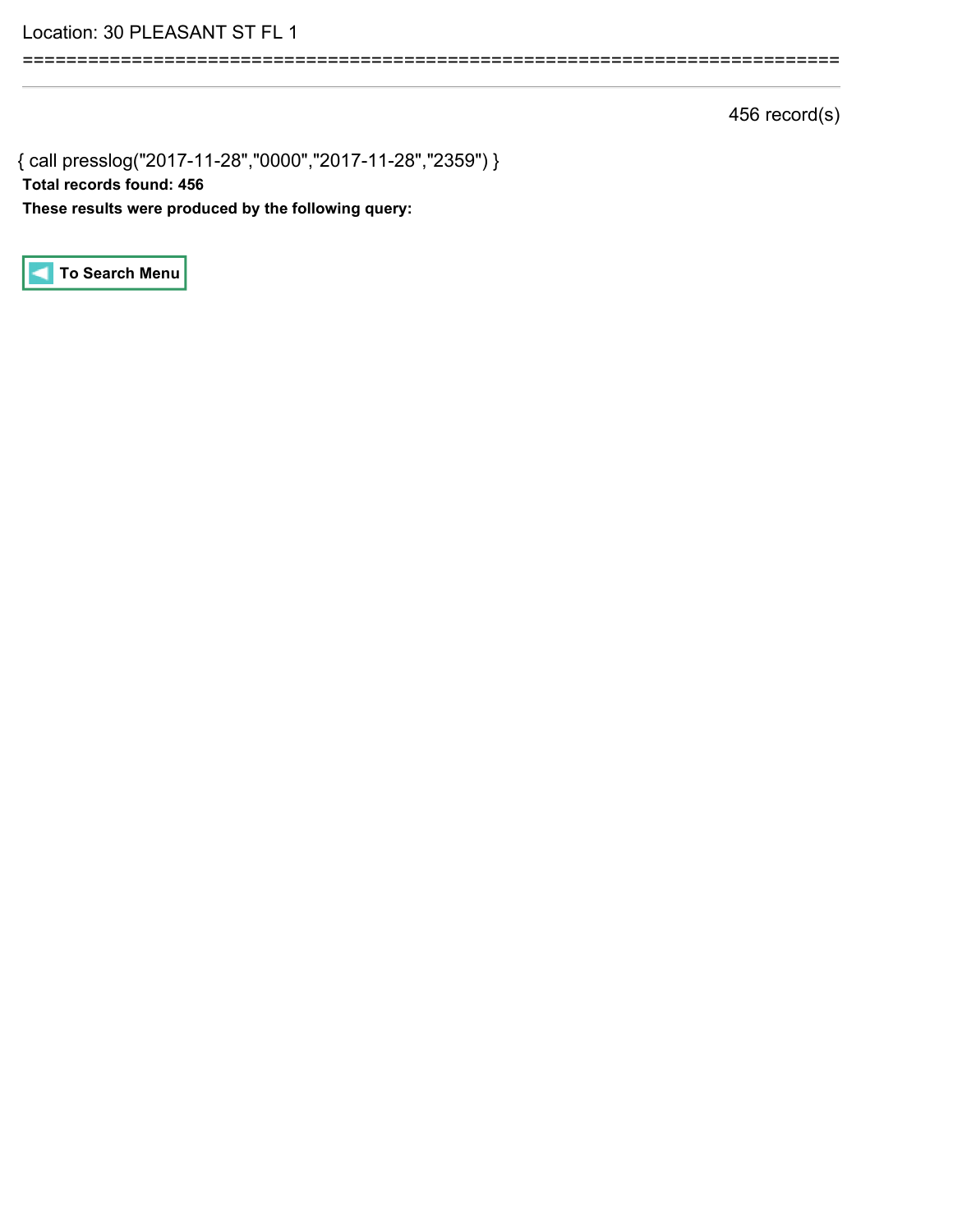Location: 30 PLEASANT ST FL 1

===========================================================================

---

456 record(s)

{ call presslog("2017-11-28","0000","2017-11-28","2359") }

**Total records found: 456**

**These results were produced by the following query:**

**To Search Menu**